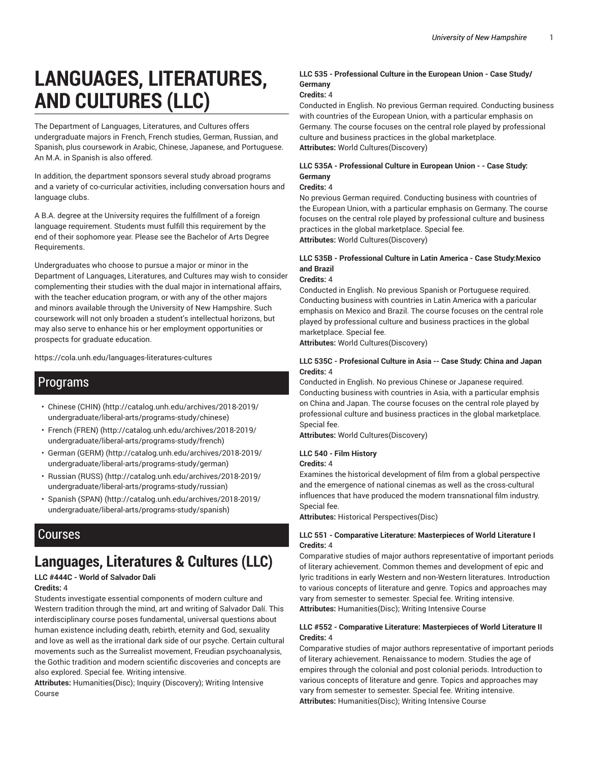# LANGUAGES, LITERATURES, AND CULTURES (LLC)

The Department of Languages, Literatures, and Cultures offers undergraduate majors in French, French studies, German, Russian, and Spanish, plus coursework in Arabic, Chinese, Japanese, and Portuguese. An M.A. in Spanish is also offered.

In addition, the department sponsors several study abroad programs and a variety of co-curricular activities, including conversation hours and language clubs.

A B.A. degree at the University requires the fulfillment of a foreign language requirement. Students must fulfill this requirement by the end of their sophomore year. Please see the Bachelor of Arts Degree Requirements.

Undergraduates who choose to pursue a major or minor in the Department of Languages, Literatures, and Cultures may wish to consider complementing their studies with the dual major in international affairs, with the teacher education program, or with any of the other majors and minors available through the University of New Hampshire. Such coursework will not only broaden a student's intellectual horizons, but may also serve to enhance his or her employment opportunities or prospects for graduate education.

https://cola.unh.edu/languages-literatures-cultures

## Programs

- Chinese (CHIN) (http://catalog.unh.edu/archives/2018-2019/undergraduate/liberal-arts/programs-study/chinese)
- French (FREN) (http://catalog.unh.edu/archives/2018-2019/undergraduate/liberal-arts/programs-study/french)
- German (GERM) (http://catalog.unh.edu/archives/2018-2019/undergraduate/liberal-arts/programs-study/german)
- Russian (RUSS) (http://catalog.unh.edu/archives/2018-2019/undergraduate/liberal-arts/programs-study/russian)
- Spanish (SPAN) (http://catalog.unh.edu/archives/2018-2019/undergraduate/liberal-arts/programs-study/spanish)

## Courses

# Languages, Literatures & Cultures (LLC)

**LLC #444C - World of Salvador Dali**

**Credits:** 4

Students investigate essential components of modern culture and Western tradition through the mind, art and writing of Salvador Dalí. This interdisciplinary course poses fundamental, universal questions about human existence including death, rebirth, eternity and God, sexuality and love as well as the irrational dark side of our psyche. Certain cultural movements such as the Surrealist movement, Freudian psychoanalysis, the Gothic tradition and modern scientific discoveries and concepts are also explored. Special fee. Writing intensive.

**Attributes:** Humanities(Disc); Inquiry (Discovery); Writing Intensive Course

**LLC 535 - Professional Culture in the European Union - Case Study/ Germany**

**Credits:** 4

Conducted in English. No previous German required. Conducting business with countries of the European Union, with a particular emphasis on Germany. The course focuses on the central role played by professional culture and business practices in the global marketplace.

**Attributes:** World Cultures(Discovery)

**LLC 535A - Professional Culture in European Union - - Case Study: Germany**

**Credits:** 4

No previous German required. Conducting business with countries of the European Union, with a particular emphasis on Germany. The course focuses on the central role played by professional culture and business practices in the global marketplace. Special fee.

**Attributes:** World Cultures(Discovery)

**LLC 535B - Professional Culture in Latin America - Case Study:Mexico and Brazil**

**Credits:** 4

Conducted in English. No previous Spanish or Portuguese required. Conducting business with countries in Latin America with a particular emphasis on Mexico and Brazil. The course focuses on the central role played by professional culture and business practices in the global marketplace. Special fee.

**Attributes:** World Cultures(Discovery)

**LLC 535C - Profesional Culture in Asia -- Case Study: China and Japan**

**Credits:** 4

Conducted in English. No previous Chinese or Japanese required. Conducting business with countries in Asia, with a particular emphsis on China and Japan. The course focuses on the central role played by professional culture and business practices in the global marketplace. Special fee.

**Attributes:** World Cultures(Discovery)

**LLC 540 - Film History**

**Credits:** 4

Examines the historical development of film from a global perspective and the emergence of national cinemas as well as the cross-cultural influences that have produced the modern transnational film industry. Special fee.

**Attributes:** Historical Perspectives(Disc)

**LLC 551 - Comparative Literature: Masterpieces of World Literature I**

**Credits:** 4

Comparative studies of major authors representative of important periods of literary achievement. Common themes and development of epic and lyric traditions in early Western and non-Western literatures. Introduction to various concepts of literature and genre. Topics and approaches may vary from semester to semester. Special fee. Writing intensive.

**Attributes:** Humanities(Disc); Writing Intensive Course

**LLC #552 - Comparative Literature: Masterpieces of World Literature II**

**Credits:** 4

Comparative studies of major authors representative of important periods of literary achievement. Renaissance to modern. Studies the age of empires through the colonial and post colonial periods. Introduction to various concepts of literature and genre. Topics and approaches may vary from semester to semester. Special fee. Writing intensive.

**Attributes:** Humanities(Disc); Writing Intensive Course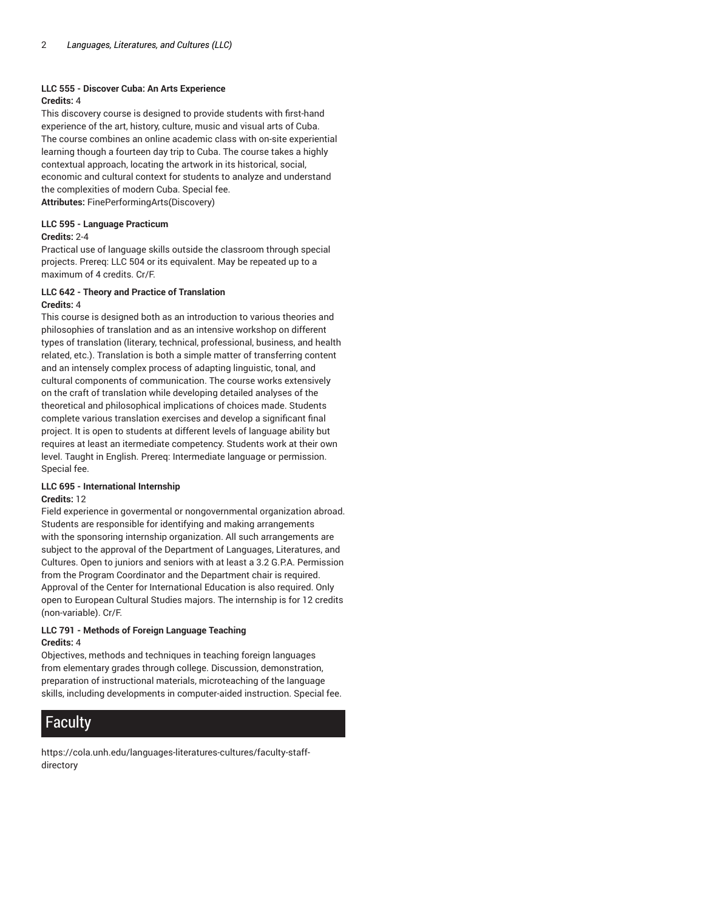**LLC 555 - Discover Cuba: An Arts Experience**
**Credits:** 4
This discovery course is designed to provide students with first-hand experience of the art, history, culture, music and visual arts of Cuba. The course combines an online academic class with on-site experiential learning though a fourteen day trip to Cuba. The course takes a highly contextual approach, locating the artwork in its historical, social, economic and cultural context for students to analyze and understand the complexities of modern Cuba. Special fee.
**Attributes:** FinePerformingArts(Discovery)

**LLC 595 - Language Practicum**
**Credits:** 2-4
Practical use of language skills outside the classroom through special projects. Prereq: LLC 504 or its equivalent. May be repeated up to a maximum of 4 credits. Cr/F.

**LLC 642 - Theory and Practice of Translation**
**Credits:** 4
This course is designed both as an introduction to various theories and philosophies of translation and as an intensive workshop on different types of translation (literary, technical, professional, business, and health related, etc.). Translation is both a simple matter of transferring content and an intensely complex process of adapting linguistic, tonal, and cultural components of communication. The course works extensively on the craft of translation while developing detailed analyses of the theoretical and philosophical implications of choices made. Students complete various translation exercises and develop a significant final project. It is open to students at different levels of language ability but requires at least an itermediate competency. Students work at their own level. Taught in English. Prereq: Intermediate language or permission. Special fee.

**LLC 695 - International Internship**
**Credits:** 12
Field experience in govermental or nongovernmental organization abroad. Students are responsible for identifying and making arrangements with the sponsoring internship organization. All such arrangements are subject to the approval of the Department of Languages, Literatures, and Cultures. Open to juniors and seniors with at least a 3.2 G.P.A. Permission from the Program Coordinator and the Department chair is required. Approval of the Center for International Education is also required. Only open to European Cultural Studies majors. The internship is for 12 credits (non-variable). Cr/F.

**LLC 791 - Methods of Foreign Language Teaching**
**Credits:** 4
Objectives, methods and techniques in teaching foreign languages from elementary grades through college. Discussion, demonstration, preparation of instructional materials, microteaching of the language skills, including developments in computer-aided instruction. Special fee.

## Faculty

https://cola.unh.edu/languages-literatures-cultures/faculty-staff-directory